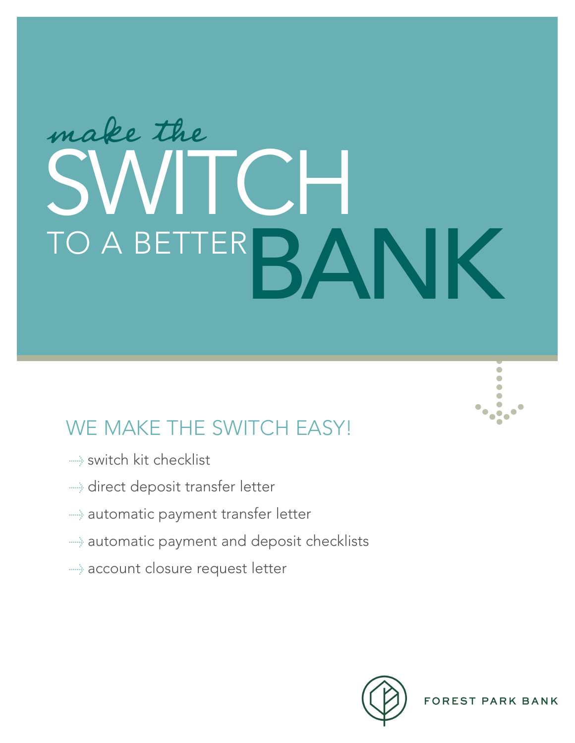# *make the* SWITCH TO A BETTER BANK

## WE MAKE THE SWITCH EASY!

- switch kit checklist
- direct deposit transfer letter
- automatic payment transfer letter
- automatic payment and deposit checklists
- account closure request letter

FOREST PARK BANK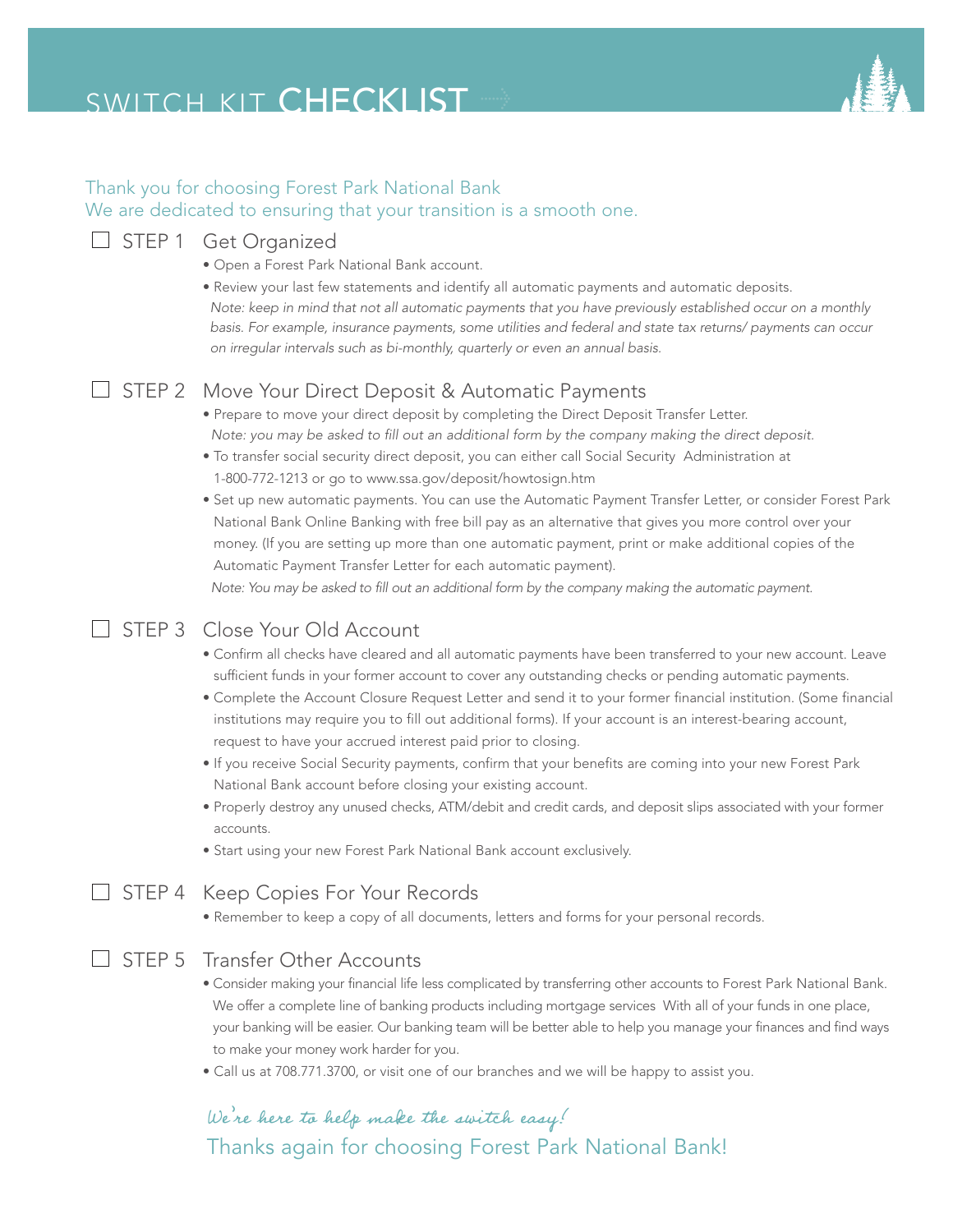# SWITCH KIT CHECKLIST

Thank you for choosing Forest Park National Bank
We are dedicated to ensuring that your transition is a smooth one.

## ☐ STEP 1 Get Organized

- Open a Forest Park National Bank account.
- Review your last few statements and identify all automatic payments and automatic deposits.
  *Note: keep in mind that not all automatic payments that you have previously established occur on a monthly basis. For example, insurance payments, some utilities and federal and state tax returns/ payments can occur on irregular intervals such as bi-monthly, quarterly or even an annual basis.*

## ☐ STEP 2 Move Your Direct Deposit & Automatic Payments

- Prepare to move your direct deposit by completing the Direct Deposit Transfer Letter.
  *Note: you may be asked to fill out an additional form by the company making the direct deposit.*
- To transfer social security direct deposit, you can either call Social Security Administration at 1-800-772-1213 or go to www.ssa.gov/deposit/howtosign.htm
- Set up new automatic payments. You can use the Automatic Payment Transfer Letter, or consider Forest Park National Bank Online Banking with free bill pay as an alternative that gives you more control over your money. (If you are setting up more than one automatic payment, print or make additional copies of the Automatic Payment Transfer Letter for each automatic payment).
  *Note: You may be asked to fill out an additional form by the company making the automatic payment.*

## ☐ STEP 3 Close Your Old Account

- Confirm all checks have cleared and all automatic payments have been transferred to your new account. Leave sufficient funds in your former account to cover any outstanding checks or pending automatic payments.
- Complete the Account Closure Request Letter and send it to your former financial institution. (Some financial institutions may require you to fill out additional forms). If your account is an interest-bearing account, request to have your accrued interest paid prior to closing.
- If you receive Social Security payments, confirm that your benefits are coming into your new Forest Park National Bank account before closing your existing account.
- Properly destroy any unused checks, ATM/debit and credit cards, and deposit slips associated with your former accounts.
- Start using your new Forest Park National Bank account exclusively.

## ☐ STEP 4 Keep Copies For Your Records

- Remember to keep a copy of all documents, letters and forms for your personal records.

## ☐ STEP 5 Transfer Other Accounts

- Consider making your financial life less complicated by transferring other accounts to Forest Park National Bank. We offer a complete line of banking products including mortgage services With all of your funds in one place, your banking will be easier. Our banking team will be better able to help you manage your finances and find ways to make your money work harder for you.
- Call us at 708.771.3700, or visit one of our branches and we will be happy to assist you.

*We're here to help make the switch easy!*

Thanks again for choosing Forest Park National Bank!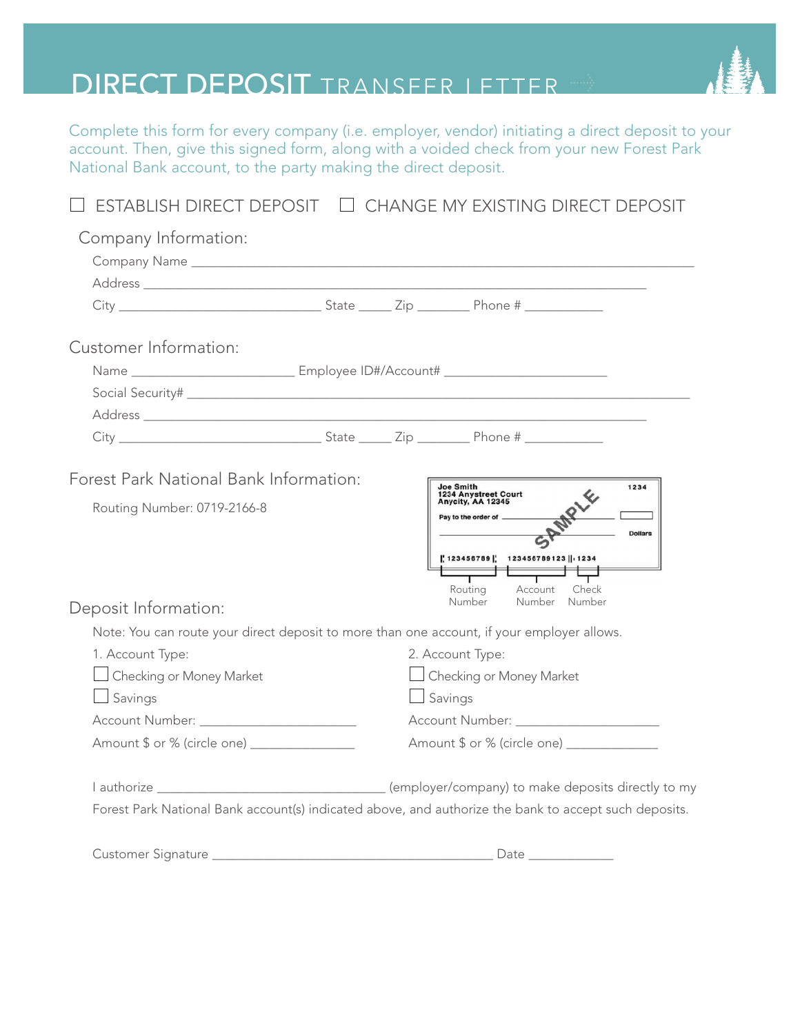# DIRECT DEPOSIT TRANSFER LETTER

Complete this form for every company (i.e. employer, vendor) initiating a direct deposit to your account. Then, give this signed form, along with a voided check from your new Forest Park National Bank account, to the party making the direct deposit.

☐ ESTABLISH DIRECT DEPOSIT ☐ CHANGE MY EXISTING DIRECT DEPOSIT

## Company Information:

Company Name ___________________________________________

Address ___________________________________________

City ____________________ State _____ Zip _______ Phone # ___________

## Customer Information:

Name ____________________ Employee ID#/Account# ____________________

Social Security# ___________________________________________

Address ___________________________________________

City ____________________ State _____ Zip _______ Phone # ___________

## Forest Park National Bank Information:

Routing Number: 0719-2166-8

Joe Smith
1234 Anystreet Court
Anycity, AA 12345

1234

Pay to the order of ____________________

____________________ Dollars

SAMPLE

⑆ 123456789 ⑆ 123456789123 ⑈ 1234

Routing Number | Account Number | Check Number

## Deposit Information:

Note: You can route your direct deposit to more than one account, if your employer allows.

1. Account Type:

☐ Checking or Money Market

☐ Savings

Account Number: ____________________

Amount $ or % (circle one) _______________

2. Account Type:

☐ Checking or Money Market

☐ Savings

Account Number: ____________________

Amount $ or % (circle one) _______________

I authorize ____________________ (employer/company) to make deposits directly to my Forest Park National Bank account(s) indicated above, and authorize the bank to accept such deposits.

Customer Signature ________________________________ Date ___________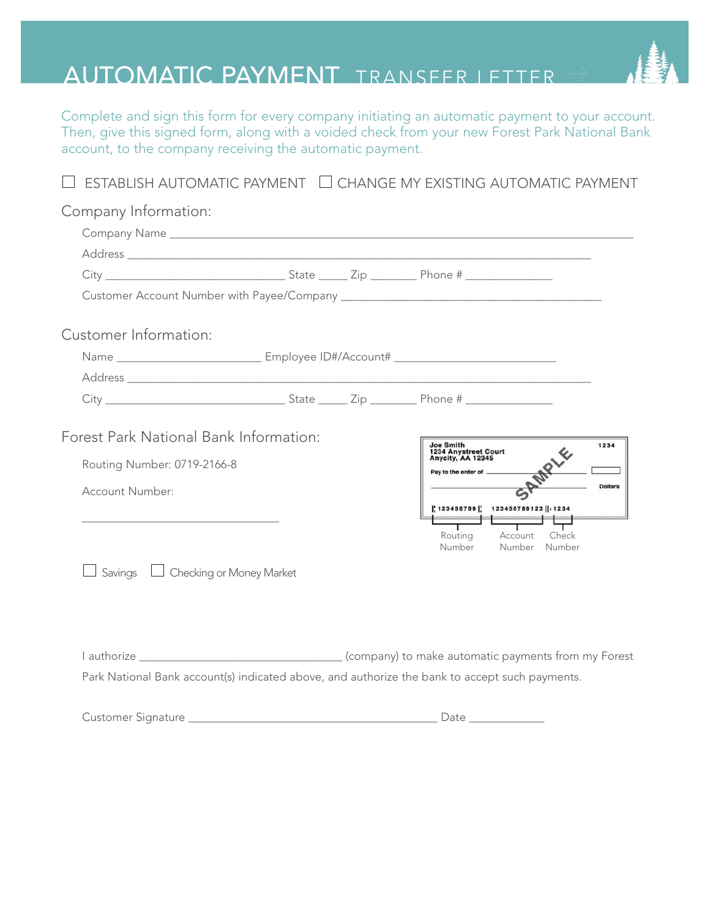# AUTOMATIC PAYMENT TRANSFER LETTER

Complete and sign this form for every company initiating an automatic payment to your account. Then, give this signed form, along with a voided check from your new Forest Park National Bank account, to the company receiving the automatic payment.

☐ ESTABLISH AUTOMATIC PAYMENT ☐ CHANGE MY EXISTING AUTOMATIC PAYMENT

## Company Information:

Company Name ______________________________________________

Address ______________________________________________

City ____________________ State _____ Zip _______ Phone # _____________

Customer Account Number with Payee/Company ______________________________

## Customer Information:

Name ____________________ Employee ID#/Account# ______________________

Address ______________________________________________

City ____________________ State _____ Zip _______ Phone # _____________

## Forest Park National Bank Information:

Routing Number: 0719-2166-8

Account Number:

______________________________

Joe Smith
1234 Anystreet Court
Anycity, AA 12345

1234

Pay to the order of

Dollars

SAMPLE

⑆ 123456789 ⑆ 123456789123 ⑈ 1234

Routing Number | Account Number | Check Number

☐ Savings ☐ Checking or Money Market

I authorize ______________________________ (company) to make automatic payments from my Forest Park National Bank account(s) indicated above, and authorize the bank to accept such payments.

Customer Signature ____________________________________ Date ___________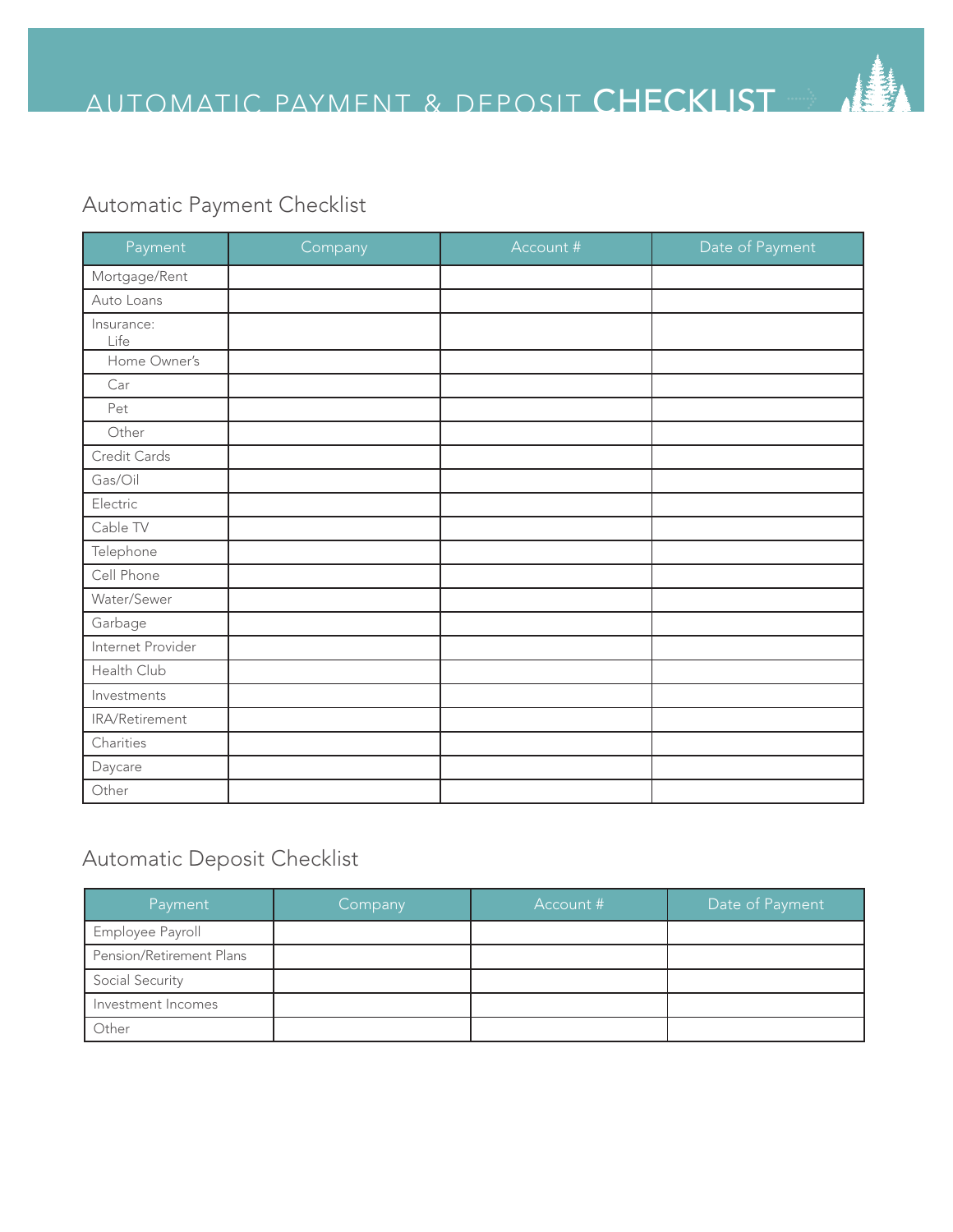# AUTOMATIC PAYMENT & DEPOSIT **CHECKLIST**

## Automatic Payment Checklist

| Payment | Company | Account # | Date of Payment |
|---|---|---|---|
| Mortgage/Rent | | | |
| Auto Loans | | | |
| Insurance:<br>Life | | | |
| Home Owner's | | | |
| Car | | | |
| Pet | | | |
| Other | | | |
| Credit Cards | | | |
| Gas/Oil | | | |
| Electric | | | |
| Cable TV | | | |
| Telephone | | | |
| Cell Phone | | | |
| Water/Sewer | | | |
| Garbage | | | |
| Internet Provider | | | |
| Health Club | | | |
| Investments | | | |
| IRA/Retirement | | | |
| Charities | | | |
| Daycare | | | |
| Other | | | |

## Automatic Deposit Checklist

| Payment | Company | Account # | Date of Payment |
|---|---|---|---|
| Employee Payroll | | | |
| Pension/Retirement Plans | | | |
| Social Security | | | |
| Investment Incomes | | | |
| Other | | | |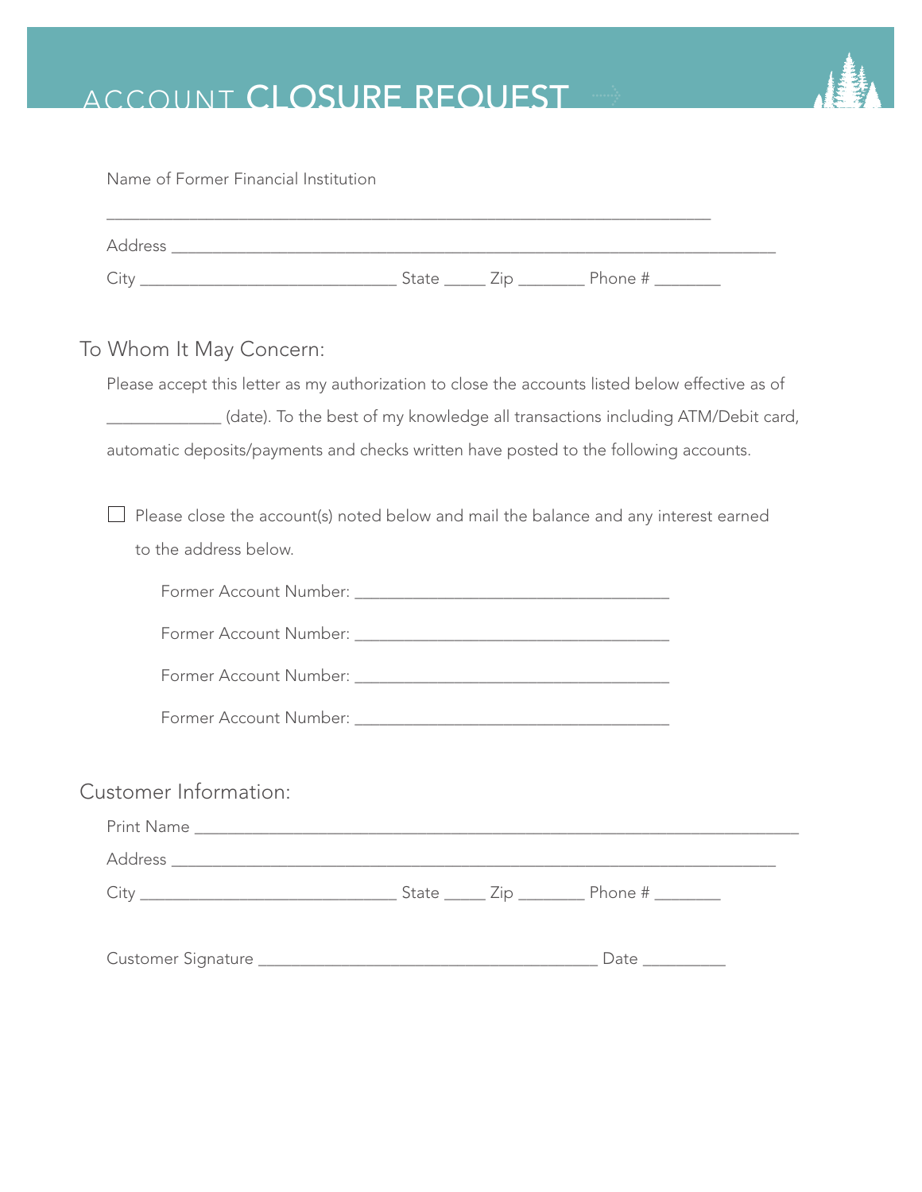# ACCOUNT CLOSURE REQUEST

Name of Former Financial Institution

______________________________________________________________________

Address ______________________________________________________________________

City ____________________________ State _____ Zip _______ Phone # _______

## To Whom It May Concern:

Please accept this letter as my authorization to close the accounts listed below effective as of ____________ (date). To the best of my knowledge all transactions including ATM/Debit card, automatic deposits/payments and checks written have posted to the following accounts.

☐ Please close the account(s) noted below and mail the balance and any interest earned to the address below.

Former Account Number: ____________________________________

Former Account Number: ____________________________________

Former Account Number: ____________________________________

Former Account Number: ____________________________________

## Customer Information:

Print Name ______________________________________________________________________

Address ______________________________________________________________________

City ____________________________ State _____ Zip _______ Phone # _______

Customer Signature _______________________________________ Date _________